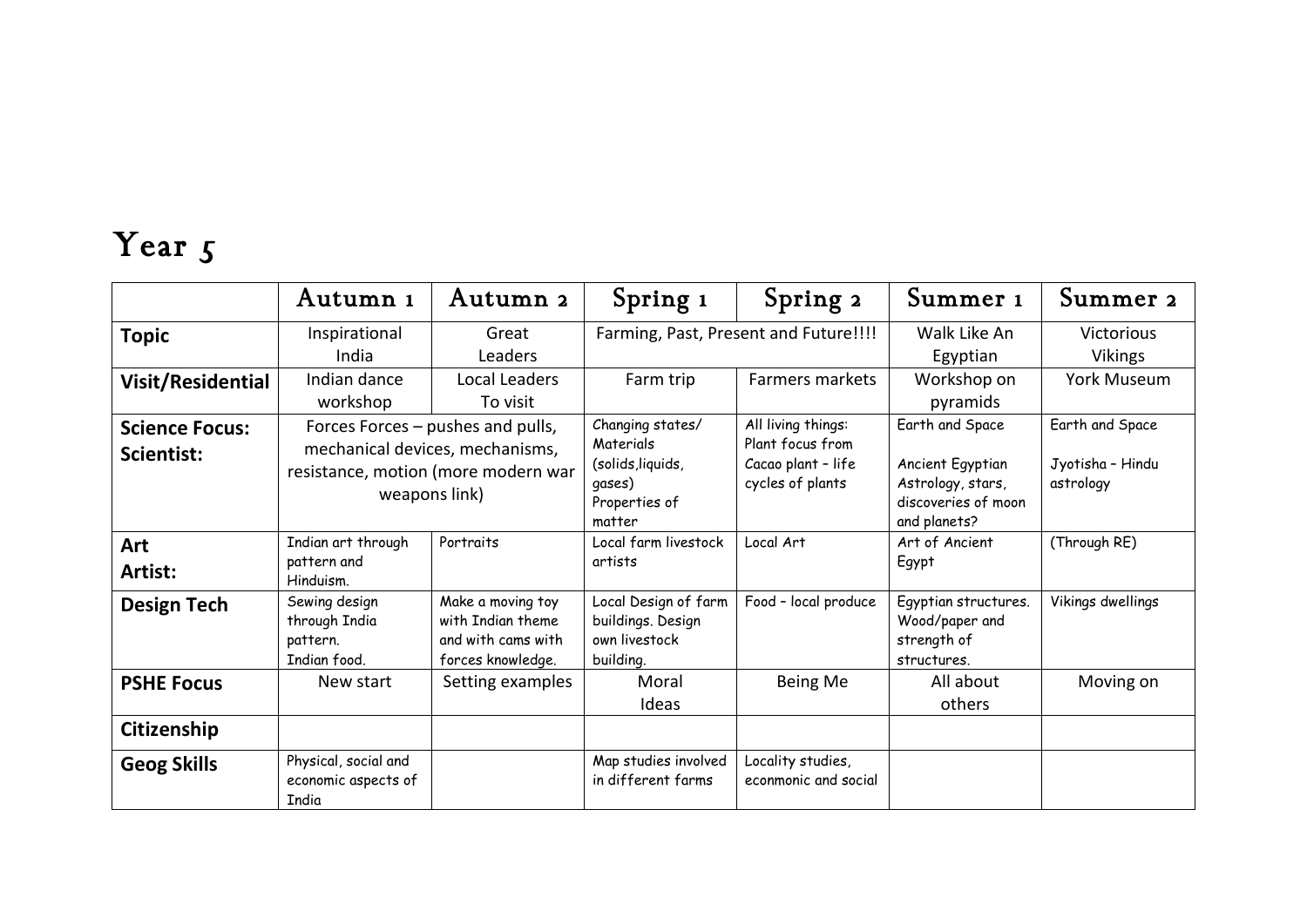# Year 5

| | Autumn 1 | Autumn 2 | Spring 1 | Spring 2 | Summer 1 | Summer 2 |
|---|---|---|---|---|---|---|
| **Topic** | Inspirational India | Great Leaders | Farming, Past, Present and Future!!!! | | Walk Like An Egyptian | Victorious Vikings |
| **Visit/Residential** | Indian dance workshop | Local Leaders To visit | Farm trip | Farmers markets | Workshop on pyramids | York Museum |
| **Science Focus: Scientist:** | Forces Forces – pushes and pulls, mechanical devices, mechanisms, resistance, motion (more modern war weapons link) | | Changing states/ Materials (solids,liquids, gases) Properties of matter | All living things: Plant focus from Cacao plant - life cycles of plants | Earth and Space<br><br>Ancient Egyptian Astrology, stars, discoveries of moon and planets? | Earth and Space<br><br>Jyotisha - Hindu astrology |
| **Art Artist:** | Indian art through pattern and Hinduism. | Portraits | Local farm livestock artists | Local Art | Art of Ancient Egypt | (Through RE) |
| **Design Tech** | Sewing design through India pattern. Indian food. | Make a moving toy with Indian theme and with cams with forces knowledge. | Local Design of farm buildings. Design own livestock building. | Food - local produce | Egyptian structures. Wood/paper and strength of structures. | Vikings dwellings |
| **PSHE Focus** | New start | Setting examples | Moral Ideas | Being Me | All about others | Moving on |
| **Citizenship** | | | | | | |
| **Geog Skills** | Physical, social and economic aspects of India | | Map studies involved in different farms | Locality studies, econmonic and social | | |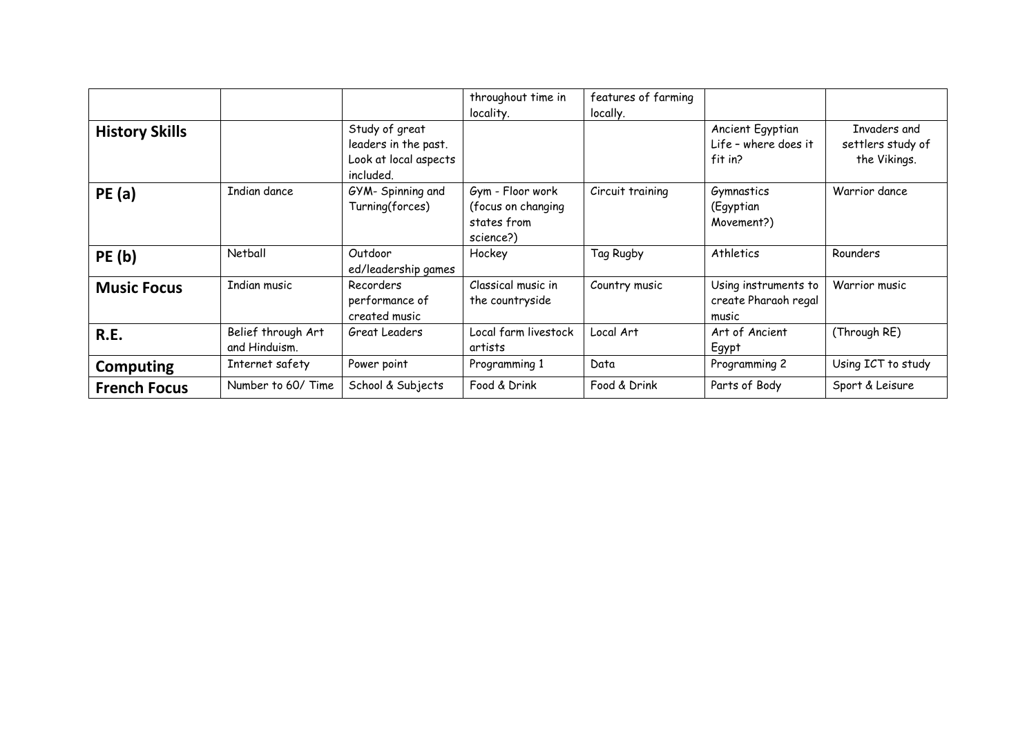| | | | | | | |
|---|---|---|---|---|---|---|
| | | | throughout time in locality. | features of farming locally. | | |
| **History Skills** | | Study of great leaders in the past. Look at local aspects included. | | | Ancient Egyptian Life – where does it fit in? | Invaders and settlers study of the Vikings. |
| **PE (a)** | Indian dance | GYM- Spinning and Turning(forces) | Gym - Floor work (focus on changing states from science?) | Circuit training | Gymnastics (Egyptian Movement?) | Warrior dance |
| **PE (b)** | Netball | Outdoor ed/leadership games | Hockey | Tag Rugby | Athletics | Rounders |
| **Music Focus** | Indian music | Recorders performance of created music | Classical music in the countryside | Country music | Using instruments to create Pharaoh regal music | Warrior music |
| **R.E.** | Belief through Art and Hinduism. | Great Leaders | Local farm livestock artists | Local Art | Art of Ancient Egypt | (Through RE) |
| **Computing** | Internet safety | Power point | Programming 1 | Data | Programming 2 | Using ICT to study |
| **French Focus** | Number to 60/ Time | School & Subjects | Food & Drink | Food & Drink | Parts of Body | Sport & Leisure |